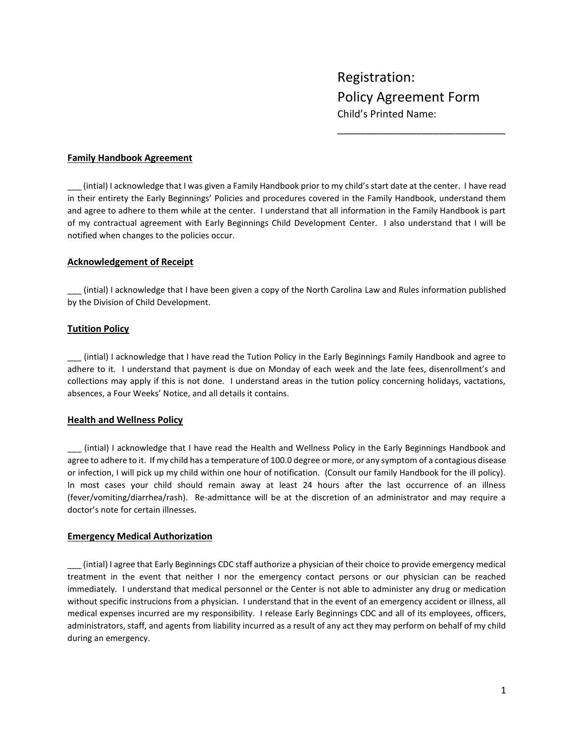# Registration:
# Policy Agreement Form

Child's Printed Name:

________________________________

**Family Handbook Agreement**

___ (intial) I acknowledge that I was given a Family Handbook prior to my child's start date at the center. I have read in their entirety the Early Beginnings' Policies and procedures covered in the Family Handbook, understand them and agree to adhere to them while at the center. I understand that all information in the Family Handbook is part of my contractual agreement with Early Beginnings Child Development Center. I also understand that I will be notified when changes to the policies occur.

**Acknowledgement of Receipt**

___ (intial) I acknowledge that I have been given a copy of the North Carolina Law and Rules information published by the Division of Child Development.

**Tutition Policy**

___ (intial) I acknowledge that I have read the Tution Policy in the Early Beginnings Family Handbook and agree to adhere to it. I understand that payment is due on Monday of each week and the late fees, disenrollment's and collections may apply if this is not done. I understand areas in the tution policy concerning holidays, vactations, absences, a Four Weeks' Notice, and all details it contains.

**Health and Wellness Policy**

___ (intial) I acknowledge that I have read the Health and Wellness Policy in the Early Beginnings Handbook and agree to adhere to it. If my child has a temperature of 100.0 degree or more, or any symptom of a contagious disease or infection, I will pick up my child within one hour of notification. (Consult our family Handbook for the ill policy). In most cases your child should remain away at least 24 hours after the last occurrence of an illness (fever/vomiting/diarrhea/rash). Re-admittance will be at the discretion of an administrator and may require a doctor's note for certain illnesses.

**Emergency Medical Authorization**

___ (intial) I agree that Early Beginnings CDC staff authorize a physician of their choice to provide emergency medical treatment in the event that neither I nor the emergency contact persons or our physician can be reached immediately. I understand that medical personnel or the Center is not able to administer any drug or medication without specific instrucions from a physician. I understand that in the event of an emergency accident or illness, all medical expenses incurred are my responsibility. I release Early Beginnings CDC and all of its employees, officers, administrators, staff, and agents from liability incurred as a result of any act they may perform on behalf of my child during an emergency.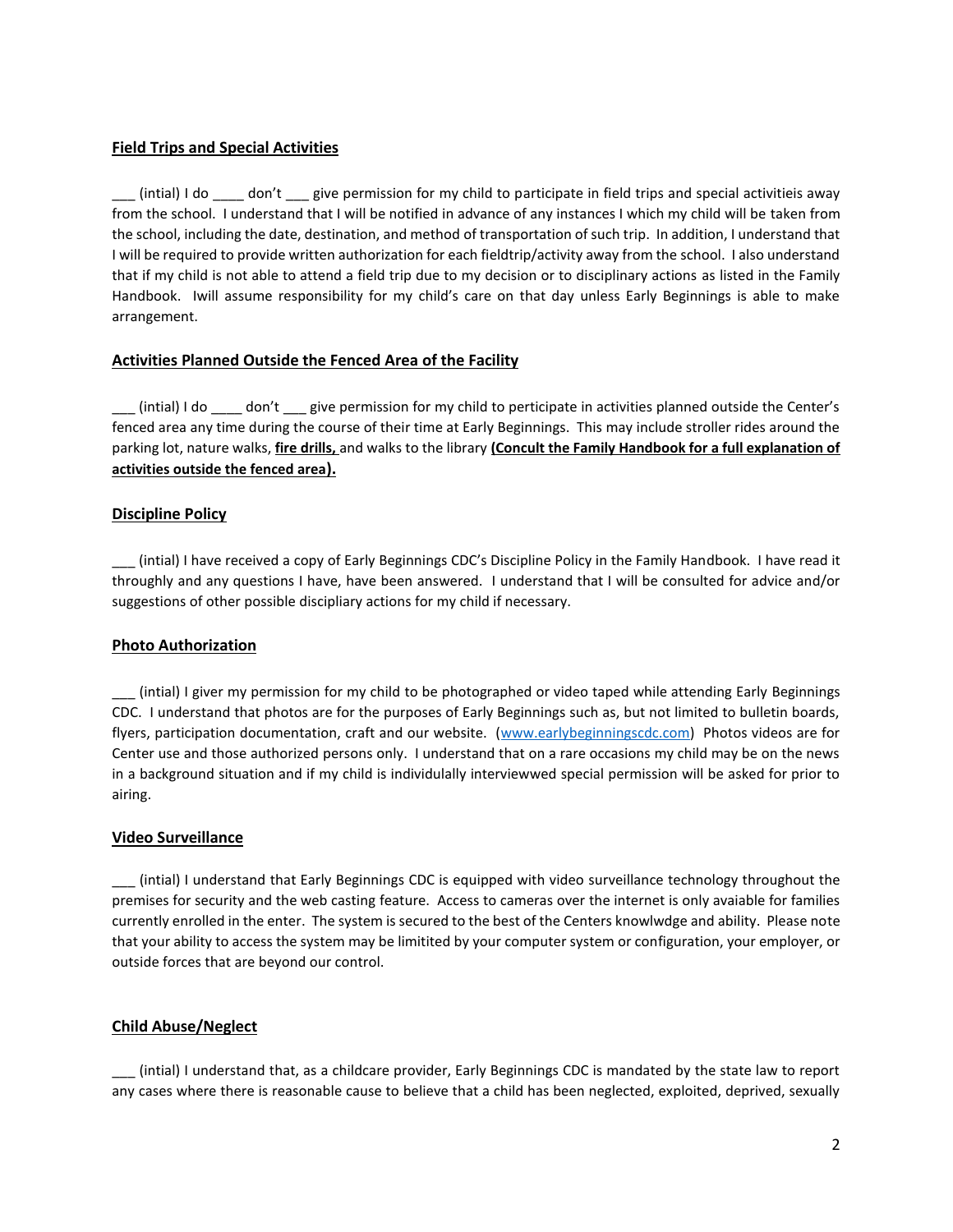**Field Trips and Special Activities**

___ (intial) I do ____ don't ___ give permission for my child to participate in field trips and special activitieis away from the school. I understand that I will be notified in advance of any instances I which my child will be taken from the school, including the date, destination, and method of transportation of such trip. In addition, I understand that I will be required to provide written authorization for each fieldtrip/activity away from the school. I also understand that if my child is not able to attend a field trip due to my decision or to disciplinary actions as listed in the Family Handbook. Iwill assume responsibility for my child's care on that day unless Early Beginnings is able to make arrangement.

**Activities Planned Outside the Fenced Area of the Facility**

___ (intial) I do ____ don't ___ give permission for my child to participate in activities planned outside the Center's fenced area any time during the course of their time at Early Beginnings. This may include stroller rides around the parking lot, nature walks, **fire drills,** and walks to the library **(Concult the Family Handbook for a full explanation of activities outside the fenced area).**

**Discipline Policy**

___ (intial) I have received a copy of Early Beginnings CDC's Discipline Policy in the Family Handbook. I have read it throughly and any questions I have, have been answered. I understand that I will be consulted for advice and/or suggestions of other possible disciliary actions for my child if necessary.

**Photo Authorization**

___ (intial) I giver my permission for my child to be photographed or video taped while attending Early Beginnings CDC. I understand that photos are for the purposes of Early Beginnings such as, but not limited to bulletin boards, flyers, participation documentation, craft and our website. (www.earlybeginningscdc.com) Photos videos are for Center use and those authorized persons only. I understand that on a rare occasions my child may be on the news in a background situation and if my child is individually interviewwed special permission will be asked for prior to airing.

**Video Surveillance**

___ (intial) I understand that Early Beginnings CDC is equipped with video surveillance technology throughout the premises for security and the web casting feature. Access to cameras over the internet is only avaiable for families currently enrolled in the enter. The system is secured to the best of the Centers knowlwdge and ability. Please note that your ability to access the system may be limitited by your computer system or configuration, your employer, or outside forces that are beyond our control.

**Child Abuse/Neglect**

___ (intial) I understand that, as a childcare provider, Early Beginnings CDC is mandated by the state law to report any cases where there is reasonable cause to believe that a child has been neglected, exploited, deprived, sexually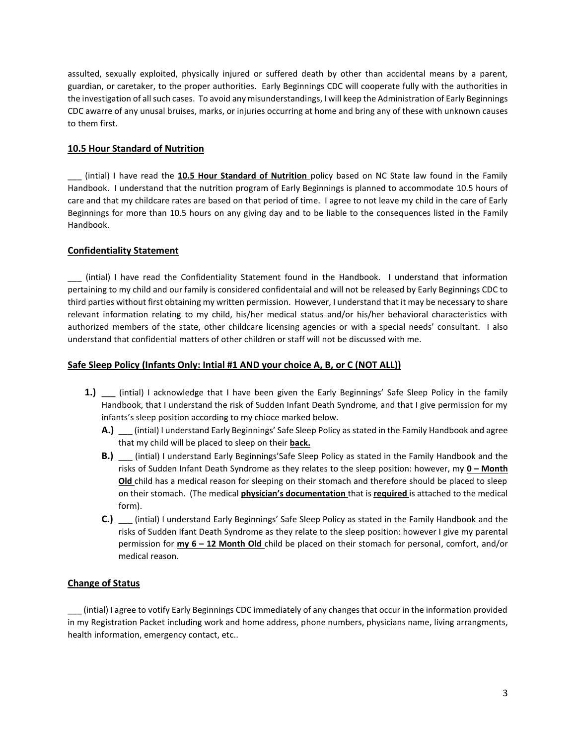assulted, sexually exploited, physically injured or suffered death by other than accidental means by a parent, guardian, or caretaker, to the proper authorities. Early Beginnings CDC will cooperate fully with the authorities in the investigation of all such cases. To avoid any misunderstandings, I will keep the Administration of Early Beginnings CDC awarre of any unusal bruises, marks, or injuries occurring at home and bring any of these with unknown causes to them first.

## 10.5 Hour Standard of Nutrition

___ (intial) I have read the **10.5 Hour Standard of Nutrition** policy based on NC State law found in the Family Handbook. I understand that the nutrition program of Early Beginnings is planned to accommodate 10.5 hours of care and that my childcare rates are based on that period of time. I agree to not leave my child in the care of Early Beginnings for more than 10.5 hours on any giving day and to be liable to the consequences listed in the Family Handbook.

## Confidentiality Statement

___ (intial) I have read the Confidentiality Statement found in the Handbook. I understand that information pertaining to my child and our family is considered confidentaial and will not be released by Early Beginnings CDC to third parties without first obtaining my written permission. However, I understand that it may be necessary to share relevant information relating to my child, his/her medical status and/or his/her behavioral characteristics with authorized members of the state, other childcare licensing agencies or with a special needs' consultant. I also understand that confidential matters of other children or staff will not be discussed with me.

## Safe Sleep Policy (Infants Only: Intial #1 AND your choice A, B, or C (NOT ALL))

**1.)** ___ (intial) I acknowledge that I have been given the Early Beginnings' Safe Sleep Policy in the family Handbook, that I understand the risk of Sudden Infant Death Syndrome, and that I give permission for my infants's sleep position according to my chioce marked below.

- **A.)** ___ (intial) I understand Early Beginnings' Safe Sleep Policy as stated in the Family Handbook and agree that my child will be placed to sleep on their **back.**
- **B.)** ___ (intial) I understand Early Beginnings'Safe Sleep Policy as stated in the Family Handbook and the risks of Sudden Infant Death Syndrome as they relates to the sleep position: however, my **0 – Month Old** child has a medical reason for sleeping on their stomach and therefore should be placed to sleep on their stomach. (The medical **physician's documentation** that is **required** is attached to the medical form).
- **C.)** ___ (intial) I understand Early Beginnings' Safe Sleep Policy as stated in the Family Handbook and the risks of Sudden Ifant Death Syndrome as they relate to the sleep position: however I give my parental permission for **my 6 – 12 Month Old** child be placed on their stomach for personal, comfort, and/or medical reason.

## Change of Status

___ (intial) I agree to votify Early Beginnings CDC immediately of any changes that occur in the information provided in my Registration Packet including work and home address, phone numbers, physicians name, living arrangments, health information, emergency contact, etc..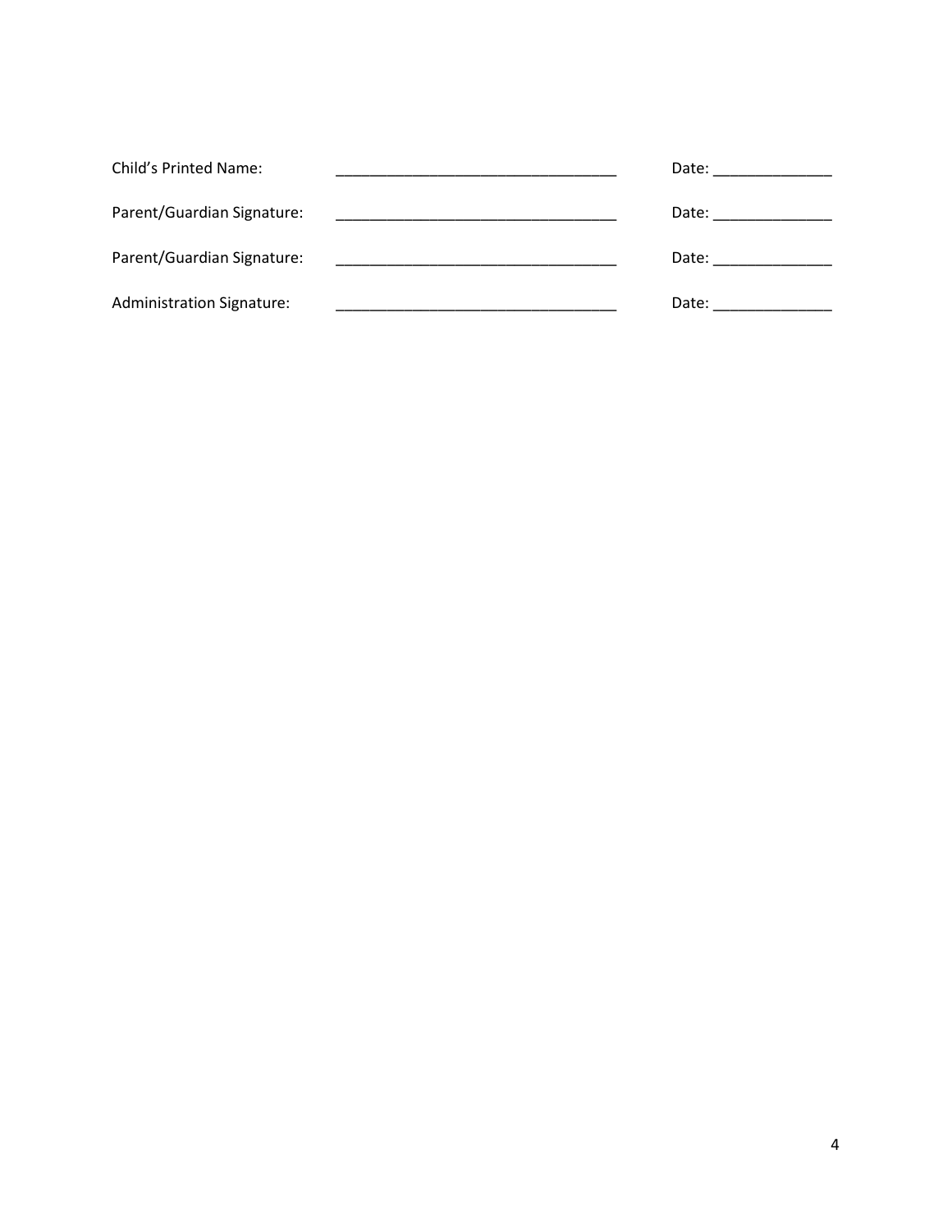Child's Printed Name: ________________________________ Date: ______________

Parent/Guardian Signature: ________________________________ Date: ______________

Parent/Guardian Signature: ________________________________ Date: ______________

Administration Signature: ________________________________ Date: ______________